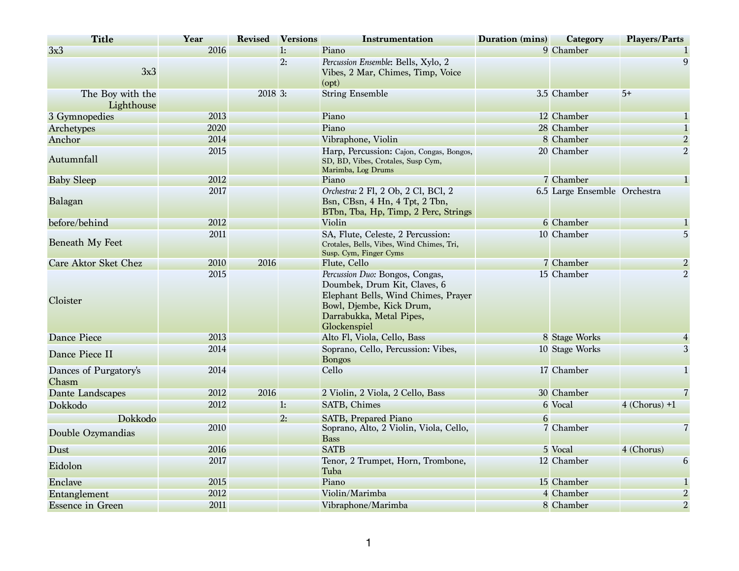| Title | Year | Revised | Versions | Instrumentation | Duration (mins) | Category | Players/Parts |
|---|---|---|---|---|---|---|---|
| 3x3 | 2016 | | 1: | Piano | 9 | Chamber | 1 |
| 3x3 | | | 2: | *Percussion Ensemble*: Bells, Xylo, 2 Vibes, 2 Mar, Chimes, Timp, Voice (opt) | | | 9 |
| The Boy with the Lighthouse | | 2018 | 3: | String Ensemble | 3.5 | Chamber | 5+ |
| 3 Gymnopedies | 2013 | | | Piano | 12 | Chamber | 1 |
| Archetypes | 2020 | | | Piano | 28 | Chamber | 1 |
| Anchor | 2014 | | | Vibraphone, Violin | 8 | Chamber | 2 |
| Autumnfall | 2015 | | | Harp, Percussion: Cajon, Congas, Bongos, SD, BD, Vibes, Crotales, Susp Cym, Marimba, Log Drums | 20 | Chamber | 2 |
| Baby Sleep | 2012 | | | Piano | 7 | Chamber | 1 |
| Balagan | 2017 | | | *Orchestra:* 2 Fl, 2 Ob, 2 Cl, BCl, 2 Bsn, CBsn, 4 Hn, 4 Tpt, 2 Tbn, BTbn, Tba, Hp, Timp, 2 Perc, Strings | 6.5 | Large Ensemble | Orchestra |
| before/behind | 2012 | | | Violin | 6 | Chamber | 1 |
| Beneath My Feet | 2011 | | | SA, Flute, Celeste, 2 Percussion: Crotales, Bells, Vibes, Wind Chimes, Tri, Susp. Cym, Finger Cyms | 10 | Chamber | 5 |
| Care Aktor Sket Chez | 2010 | 2016 | | Flute, Cello | 7 | Chamber | 2 |
| Cloister | 2015 | | | *Percussion Duo:* Bongos, Congas, Doumbek, Drum Kit, Claves, 6 Elephant Bells, Wind Chimes, Prayer Bowl, Djembe, Kick Drum, Darrabukka, Metal Pipes, Glockenspiel | 15 | Chamber | 2 |
| Dance Piece | 2013 | | | Alto Fl, Viola, Cello, Bass | 8 | Stage Works | 4 |
| Dance Piece II | 2014 | | | Soprano, Cello, Percussion: Vibes, Bongos | 10 | Stage Works | 3 |
| Dances of Purgatory's Chasm | 2014 | | | Cello | 17 | Chamber | 1 |
| Dante Landscapes | 2012 | 2016 | | 2 Violin, 2 Viola, 2 Cello, Bass | 30 | Chamber | 7 |
| Dokkodo | 2012 | | 1: | SATB, Chimes | 6 | Vocal | 4 (Chorus) +1 |
| Dokkodo | | | 2: | SATB, Prepared Piano | 6 | | |
| Double Ozymandias | 2010 | | | Soprano, Alto, 2 Violin, Viola, Cello, Bass | 7 | Chamber | 7 |
| Dust | 2016 | | | SATB | 5 | Vocal | 4 (Chorus) |
| Eidolon | 2017 | | | Tenor, 2 Trumpet, Horn, Trombone, Tuba | 12 | Chamber | 6 |
| Enclave | 2015 | | | Piano | 15 | Chamber | 1 |
| Entanglement | 2012 | | | Violin/Marimba | 4 | Chamber | 2 |
| Essence in Green | 2011 | | | Vibraphone/Marimba | 8 | Chamber | 2 |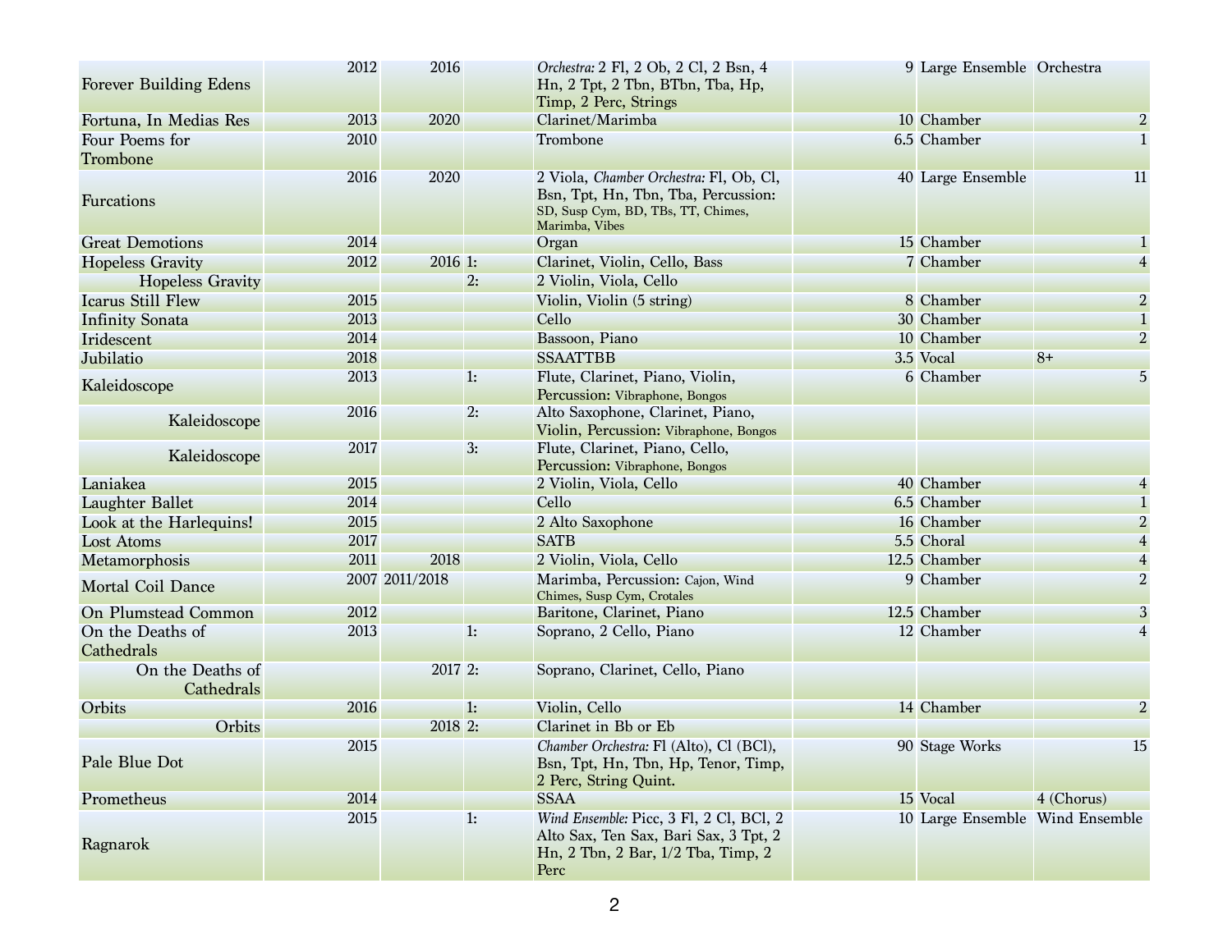| | | | | | | | |
|---|---|---|---|---|---|---|---|
| Forever Building Edens | 2012 | 2016 | | *Orchestra:* 2 Fl, 2 Ob, 2 Cl, 2 Bsn, 4 Hn, 2 Tpt, 2 Tbn, BTbn, Tba, Hp, Timp, 2 Perc, Strings | 9 | Large Ensemble | Orchestra |
| Fortuna, In Medias Res | 2013 | 2020 | | Clarinet/Marimba | 10 | Chamber | 2 |
| Four Poems for Trombone | 2010 | | | Trombone | 6.5 | Chamber | 1 |
| Furcations | 2016 | 2020 | | 2 Viola, *Chamber Orchestra:* Fl, Ob, Cl, Bsn, Tpt, Hn, Tbn, Tba, Percussion: SD, Susp Cym, BD, TBs, TT, Chimes, Marimba, Vibes | 40 | Large Ensemble | 11 |
| Great Demotions | 2014 | | | Organ | 15 | Chamber | 1 |
| Hopeless Gravity | 2012 | 2016 | 1: | Clarinet, Violin, Cello, Bass | 7 | Chamber | 4 |
| Hopeless Gravity | | | 2: | 2 Violin, Viola, Cello | | | |
| Icarus Still Flew | 2015 | | | Violin, Violin (5 string) | 8 | Chamber | 2 |
| Infinity Sonata | 2013 | | | Cello | 30 | Chamber | 1 |
| Iridescent | 2014 | | | Bassoon, Piano | 10 | Chamber | 2 |
| Jubilatio | 2018 | | | SSAATTBB | 3.5 | Vocal | 8+ |
| Kaleidoscope | 2013 | | 1: | Flute, Clarinet, Piano, Violin, Percussion: Vibraphone, Bongos | 6 | Chamber | 5 |
| Kaleidoscope | 2016 | | 2: | Alto Saxophone, Clarinet, Piano, Violin, Percussion: Vibraphone, Bongos | | | |
| Kaleidoscope | 2017 | | 3: | Flute, Clarinet, Piano, Cello, Percussion: Vibraphone, Bongos | | | |
| Laniakea | 2015 | | | 2 Violin, Viola, Cello | 40 | Chamber | 4 |
| Laughter Ballet | 2014 | | | Cello | 6.5 | Chamber | 1 |
| Look at the Harlequins! | 2015 | | | 2 Alto Saxophone | 16 | Chamber | 2 |
| Lost Atoms | 2017 | | | SATB | 5.5 | Choral | 4 |
| Metamorphosis | 2011 | 2018 | | 2 Violin, Viola, Cello | 12.5 | Chamber | 4 |
| Mortal Coil Dance | 2007 | 2011/2018 | | Marimba, Percussion: Cajon, Wind Chimes, Susp Cym, Crotales | 9 | Chamber | 2 |
| On Plumstead Common | 2012 | | | Baritone, Clarinet, Piano | 12.5 | Chamber | 3 |
| On the Deaths of Cathedrals | 2013 | | 1: | Soprano, 2 Cello, Piano | 12 | Chamber | 4 |
| On the Deaths of Cathedrals | | 2017 | 2: | Soprano, Clarinet, Cello, Piano | | | |
| Orbits | 2016 | | 1: | Violin, Cello | 14 | Chamber | 2 |
| Orbits | | 2018 | 2: | Clarinet in Bb or Eb | | | |
| Pale Blue Dot | 2015 | | | *Chamber Orchestra:* Fl (Alto), Cl (BCl), Bsn, Tpt, Hn, Tbn, Hp, Tenor, Timp, 2 Perc, String Quint. | 90 | Stage Works | 15 |
| Prometheus | 2014 | | | SSAA | 15 | Vocal | 4 (Chorus) |
| Ragnarok | 2015 | | 1: | *Wind Ensemble:* Picc, 3 Fl, 2 Cl, BCl, 2 Alto Sax, Ten Sax, Bari Sax, 3 Tpt, 2 Hn, 2 Tbn, 2 Bar, 1/2 Tba, Timp, 2 Perc | 10 | Large Ensemble | Wind Ensemble |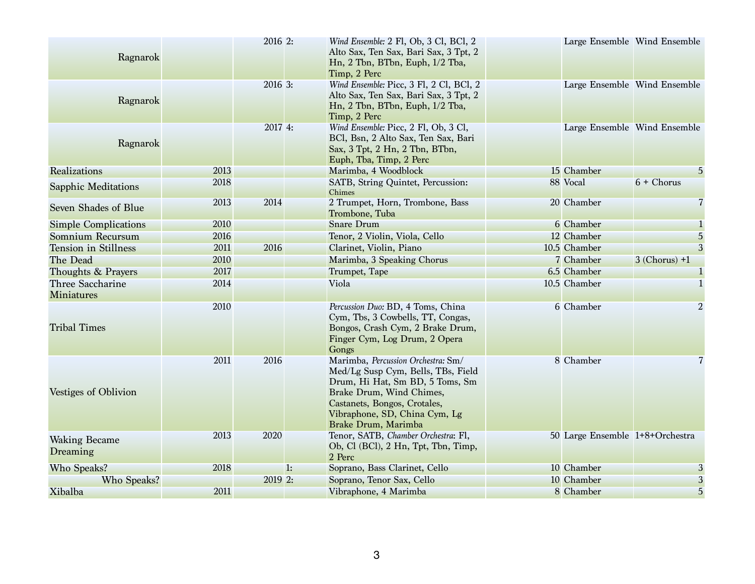| | | | | | | | |
|---|---|---|---|---|---|---|---|
| Ragnarok | | 2016 | 2: | *Wind Ensemble:* 2 Fl, Ob, 3 Cl, BCl, 2 Alto Sax, Ten Sax, Bari Sax, 3 Tpt, 2 Hn, 2 Tbn, BTbn, Euph, 1/2 Tba, Timp, 2 Perc | | Large Ensemble | Wind Ensemble |
| Ragnarok | | 2016 | 3: | *Wind Ensemble:* Picc, 3 Fl, 2 Cl, BCl, 2 Alto Sax, Ten Sax, Bari Sax, 3 Tpt, 2 Hn, 2 Tbn, BTbn, Euph, 1/2 Tba, Timp, 2 Perc | | Large Ensemble | Wind Ensemble |
| Ragnarok | | 2017 | 4: | *Wind Ensemble:* Picc, 2 Fl, Ob, 3 Cl, BCl, Bsn, 2 Alto Sax, Ten Sax, Bari Sax, 3 Tpt, 2 Hn, 2 Tbn, BTbn, Euph, Tba, Timp, 2 Perc | | Large Ensemble | Wind Ensemble |
| Realizations | 2013 | | | Marimba, 4 Woodblock | 15 | Chamber | 5 |
| Sapphic Meditations | 2018 | | | SATB, String Quintet, Percussion: Chimes | 88 | Vocal | 6 + Chorus |
| Seven Shades of Blue | 2013 | 2014 | | 2 Trumpet, Horn, Trombone, Bass Trombone, Tuba | 20 | Chamber | 7 |
| Simple Complications | 2010 | | | Snare Drum | 6 | Chamber | 1 |
| Somnium Recursum | 2016 | | | Tenor, 2 Violin, Viola, Cello | 12 | Chamber | 5 |
| Tension in Stillness | 2011 | 2016 | | Clarinet, Violin, Piano | 10.5 | Chamber | 3 |
| The Dead | 2010 | | | Marimba, 3 Speaking Chorus | 7 | Chamber | 3 (Chorus) +1 |
| Thoughts & Prayers | 2017 | | | Trumpet, Tape | 6.5 | Chamber | 1 |
| Three Saccharine Miniatures | 2014 | | | Viola | 10.5 | Chamber | 1 |
| Tribal Times | 2010 | | | *Percussion Duo:* BD, 4 Toms, China Cym, Tbs, 3 Cowbells, TT, Congas, Bongos, Crash Cym, 2 Brake Drum, Finger Cym, Log Drum, 2 Opera Gongs | 6 | Chamber | 2 |
| Vestiges of Oblivion | 2011 | 2016 | | Marimba, *Percussion Orchestra:* Sm/Med/Lg Susp Cym, Bells, TBs, Field Drum, Hi Hat, Sm BD, 5 Toms, Sm Brake Drum, Wind Chimes, Castanets, Bongos, Crotales, Vibraphone, SD, China Cym, Lg Brake Drum, Marimba | 8 | Chamber | 7 |
| Waking Became Dreaming | 2013 | 2020 | | Tenor, SATB, *Chamber Orchestra*: Fl, Ob, Cl (BCl), 2 Hn, Tpt, Tbn, Timp, 2 Perc | 50 | Large Ensemble | 1+8+Orchestra |
| Who Speaks? | 2018 | | 1: | Soprano, Bass Clarinet, Cello | 10 | Chamber | 3 |
| Who Speaks? | | 2019 | 2: | Soprano, Tenor Sax, Cello | 10 | Chamber | 3 |
| Xibalba | 2011 | | | Vibraphone, 4 Marimba | 8 | Chamber | 5 |